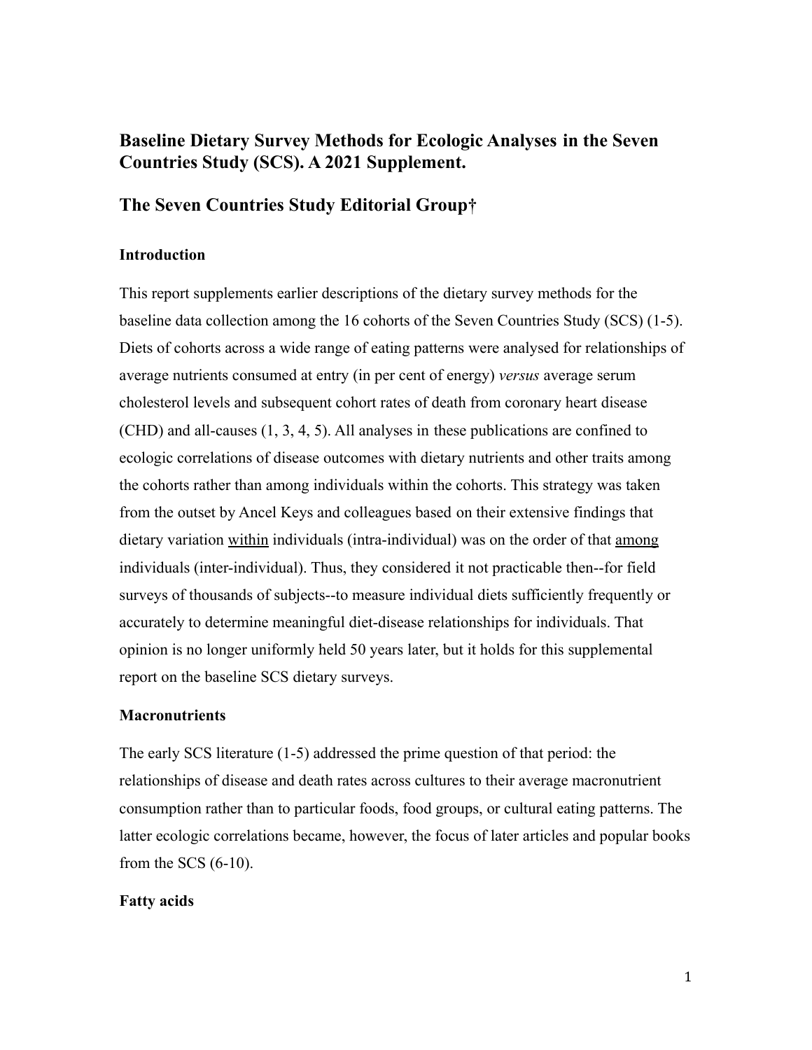# Baseline Dietary Survey Methods for Ecologic Analyses in the Seven Countries Study (SCS). A 2021 Supplement.

## The Seven Countries Study Editorial Group†

### Introduction

This report supplements earlier descriptions of the dietary survey methods for the baseline data collection among the 16 cohorts of the Seven Countries Study (SCS) (1-5). Diets of cohorts across a wide range of eating patterns were analysed for relationships of average nutrients consumed at entry (in per cent of energy) *versus* average serum cholesterol levels and subsequent cohort rates of death from coronary heart disease (CHD) and all-causes (1, 3, 4, 5). All analyses in these publications are confined to ecologic correlations of disease outcomes with dietary nutrients and other traits among the cohorts rather than among individuals within the cohorts. This strategy was taken from the outset by Ancel Keys and colleagues based on their extensive findings that dietary variation <u>within</u> individuals (intra-individual) was on the order of that <u>among</u> individuals (inter-individual). Thus, they considered it not practicable then--for field surveys of thousands of subjects--to measure individual diets sufficiently frequently or accurately to determine meaningful diet-disease relationships for individuals. That opinion is no longer uniformly held 50 years later, but it holds for this supplemental report on the baseline SCS dietary surveys.

### Macronutrients

The early SCS literature (1-5) addressed the prime question of that period: the relationships of disease and death rates across cultures to their average macronutrient consumption rather than to particular foods, food groups, or cultural eating patterns. The latter ecologic correlations became, however, the focus of later articles and popular books from the SCS (6-10).

### Fatty acids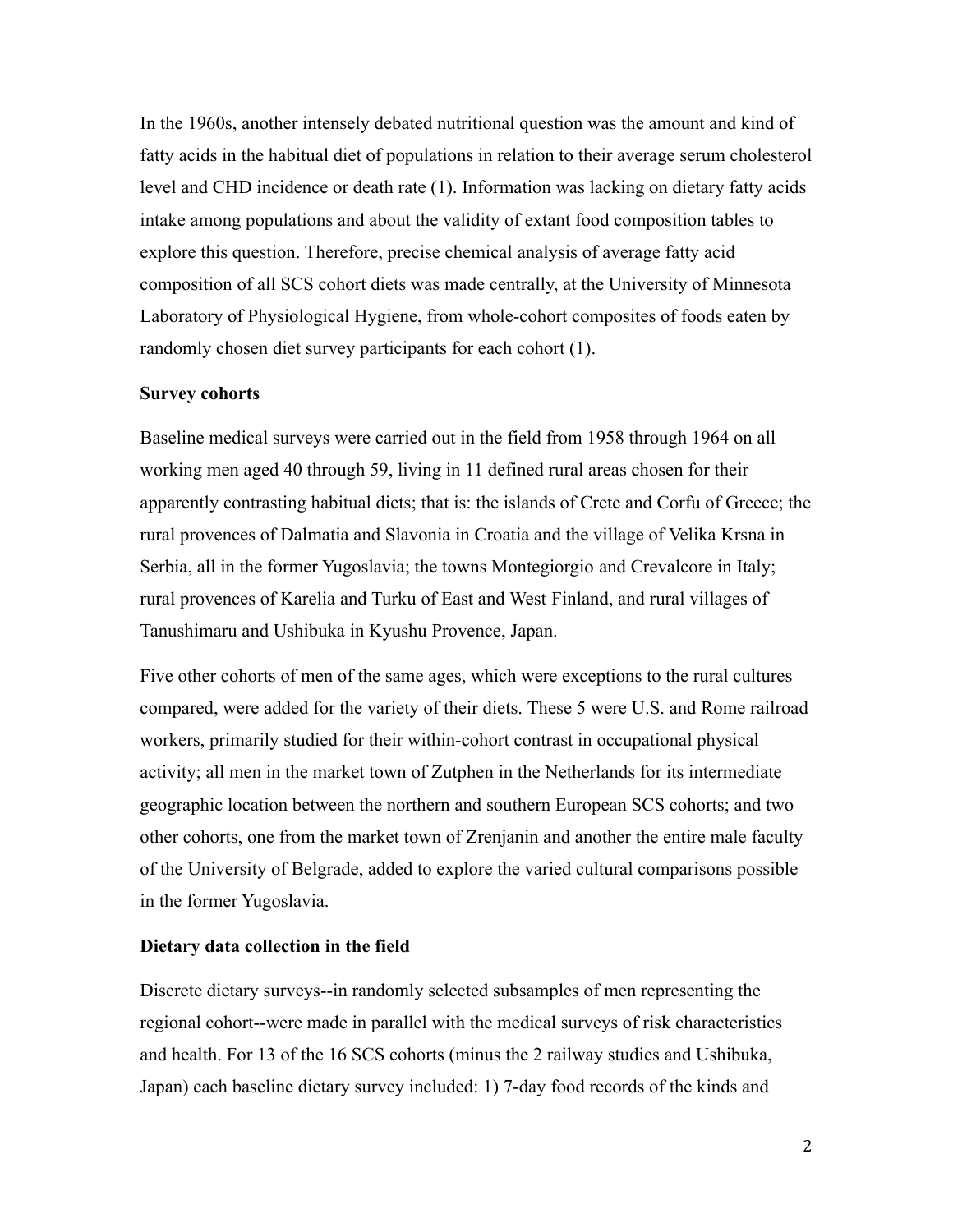In the 1960s, another intensely debated nutritional question was the amount and kind of fatty acids in the habitual diet of populations in relation to their average serum cholesterol level and CHD incidence or death rate (1). Information was lacking on dietary fatty acids intake among populations and about the validity of extant food composition tables to explore this question. Therefore, precise chemical analysis of average fatty acid composition of all SCS cohort diets was made centrally, at the University of Minnesota Laboratory of Physiological Hygiene, from whole-cohort composites of foods eaten by randomly chosen diet survey participants for each cohort (1).

**Survey cohorts**

Baseline medical surveys were carried out in the field from 1958 through 1964 on all working men aged 40 through 59, living in 11 defined rural areas chosen for their apparently contrasting habitual diets; that is: the islands of Crete and Corfu of Greece; the rural provences of Dalmatia and Slavonia in Croatia and the village of Velika Krsna in Serbia, all in the former Yugoslavia; the towns Montegiorgio and Crevalcore in Italy; rural provences of Karelia and Turku of East and West Finland, and rural villages of Tanushimaru and Ushibuka in Kyushu Provence, Japan.

Five other cohorts of men of the same ages, which were exceptions to the rural cultures compared, were added for the variety of their diets. These 5 were U.S. and Rome railroad workers, primarily studied for their within-cohort contrast in occupational physical activity; all men in the market town of Zutphen in the Netherlands for its intermediate geographic location between the northern and southern European SCS cohorts; and two other cohorts, one from the market town of Zrenjanin and another the entire male faculty of the University of Belgrade, added to explore the varied cultural comparisons possible in the former Yugoslavia.

**Dietary data collection in the field**

Discrete dietary surveys--in randomly selected subsamples of men representing the regional cohort--were made in parallel with the medical surveys of risk characteristics and health. For 13 of the 16 SCS cohorts (minus the 2 railway studies and Ushibuka, Japan) each baseline dietary survey included: 1) 7-day food records of the kinds and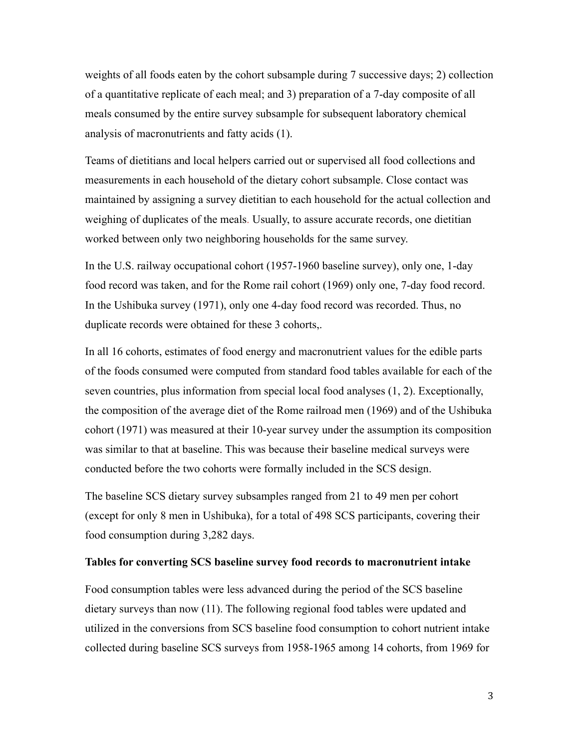weights of all foods eaten by the cohort subsample during 7 successive days; 2) collection of a quantitative replicate of each meal; and 3) preparation of a 7-day composite of all meals consumed by the entire survey subsample for subsequent laboratory chemical analysis of macronutrients and fatty acids (1).

Teams of dietitians and local helpers carried out or supervised all food collections and measurements in each household of the dietary cohort subsample. Close contact was maintained by assigning a survey dietitian to each household for the actual collection and weighing of duplicates of the meals. Usually, to assure accurate records, one dietitian worked between only two neighboring households for the same survey.

In the U.S. railway occupational cohort (1957-1960 baseline survey), only one, 1-day food record was taken, and for the Rome rail cohort (1969) only one, 7-day food record. In the Ushibuka survey (1971), only one 4-day food record was recorded. Thus, no duplicate records were obtained for these 3 cohorts,.

In all 16 cohorts, estimates of food energy and macronutrient values for the edible parts of the foods consumed were computed from standard food tables available for each of the seven countries, plus information from special local food analyses (1, 2). Exceptionally, the composition of the average diet of the Rome railroad men (1969) and of the Ushibuka cohort (1971) was measured at their 10-year survey under the assumption its composition was similar to that at baseline. This was because their baseline medical surveys were conducted before the two cohorts were formally included in the SCS design.

The baseline SCS dietary survey subsamples ranged from 21 to 49 men per cohort (except for only 8 men in Ushibuka), for a total of 498 SCS participants, covering their food consumption during 3,282 days.

**Tables for converting SCS baseline survey food records to macronutrient intake**

Food consumption tables were less advanced during the period of the SCS baseline dietary surveys than now (11). The following regional food tables were updated and utilized in the conversions from SCS baseline food consumption to cohort nutrient intake collected during baseline SCS surveys from 1958-1965 among 14 cohorts, from 1969 for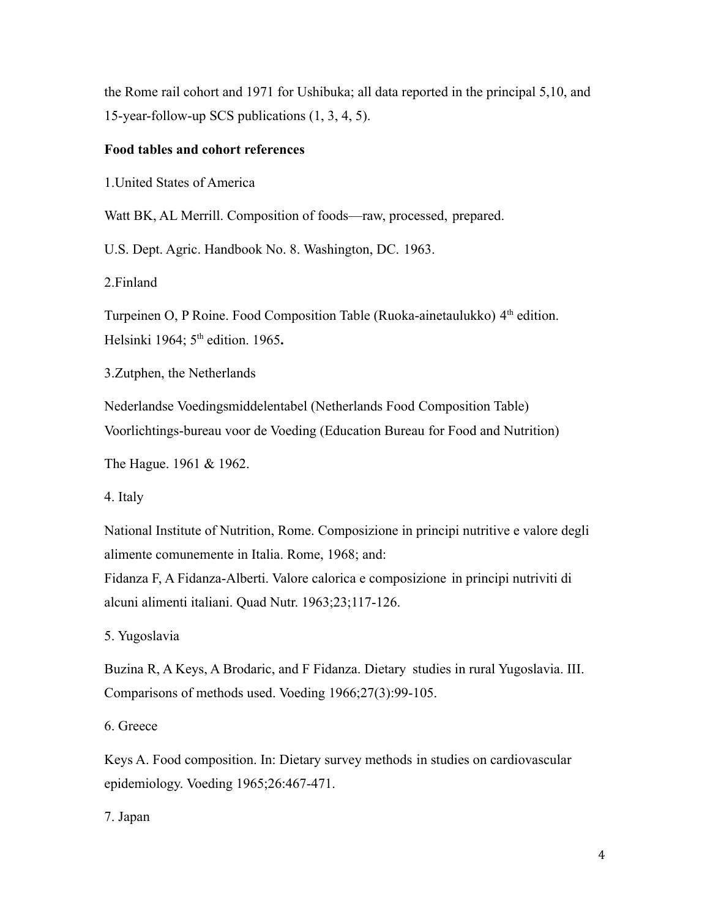the Rome rail cohort and 1971 for Ushibuka; all data reported in the principal 5,10, and 15-year-follow-up SCS publications (1, 3, 4, 5).

**Food tables and cohort references**

1.United States of America

Watt BK, AL Merrill. Composition of foods—raw, processed, prepared.

U.S. Dept. Agric. Handbook No. 8. Washington, DC. 1963.

2.Finland

Turpeinen O, P Roine. Food Composition Table (Ruoka-ainetaulukko) 4th edition. Helsinki 1964; 5th edition. 1965**.**

3.Zutphen, the Netherlands

Nederlandse Voedingsmiddelentabel (Netherlands Food Composition Table) Voorlichtings-bureau voor de Voeding (Education Bureau for Food and Nutrition)

The Hague. 1961 & 1962.

4. Italy

National Institute of Nutrition, Rome. Composizione in principi nutritive e valore degli alimente comunemente in Italia. Rome, 1968; and:
Fidanza F, A Fidanza-Alberti. Valore calorica e composizione in principi nutriviti di alcuni alimenti italiani. Quad Nutr. 1963;23;117-126.

5. Yugoslavia

Buzina R, A Keys, A Brodaric, and F Fidanza. Dietary studies in rural Yugoslavia. III. Comparisons of methods used. Voeding 1966;27(3):99-105.

6. Greece

Keys A. Food composition. In: Dietary survey methods in studies on cardiovascular epidemiology. Voeding 1965;26:467-471.

7. Japan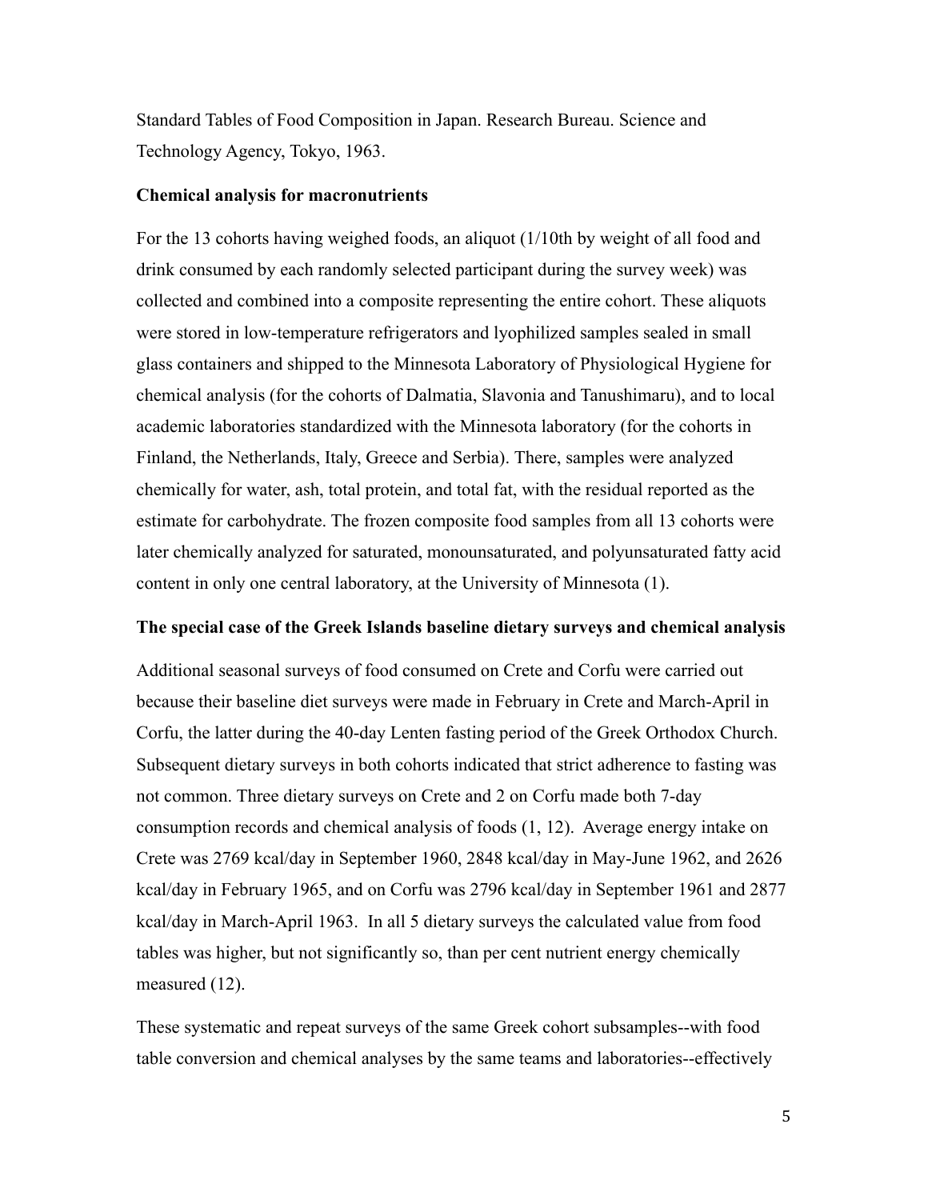Standard Tables of Food Composition in Japan. Research Bureau. Science and Technology Agency, Tokyo, 1963.

**Chemical analysis for macronutrients**

For the 13 cohorts having weighed foods, an aliquot (1/10th by weight of all food and drink consumed by each randomly selected participant during the survey week) was collected and combined into a composite representing the entire cohort. These aliquots were stored in low-temperature refrigerators and lyophilized samples sealed in small glass containers and shipped to the Minnesota Laboratory of Physiological Hygiene for chemical analysis (for the cohorts of Dalmatia, Slavonia and Tanushimaru), and to local academic laboratories standardized with the Minnesota laboratory (for the cohorts in Finland, the Netherlands, Italy, Greece and Serbia). There, samples were analyzed chemically for water, ash, total protein, and total fat, with the residual reported as the estimate for carbohydrate. The frozen composite food samples from all 13 cohorts were later chemically analyzed for saturated, monounsaturated, and polyunsaturated fatty acid content in only one central laboratory, at the University of Minnesota (1).

**The special case of the Greek Islands baseline dietary surveys and chemical analysis**

Additional seasonal surveys of food consumed on Crete and Corfu were carried out because their baseline diet surveys were made in February in Crete and March-April in Corfu, the latter during the 40-day Lenten fasting period of the Greek Orthodox Church. Subsequent dietary surveys in both cohorts indicated that strict adherence to fasting was not common. Three dietary surveys on Crete and 2 on Corfu made both 7-day consumption records and chemical analysis of foods (1, 12). Average energy intake on Crete was 2769 kcal/day in September 1960, 2848 kcal/day in May-June 1962, and 2626 kcal/day in February 1965, and on Corfu was 2796 kcal/day in September 1961 and 2877 kcal/day in March-April 1963. In all 5 dietary surveys the calculated value from food tables was higher, but not significantly so, than per cent nutrient energy chemically measured (12).

These systematic and repeat surveys of the same Greek cohort subsamples--with food table conversion and chemical analyses by the same teams and laboratories--effectively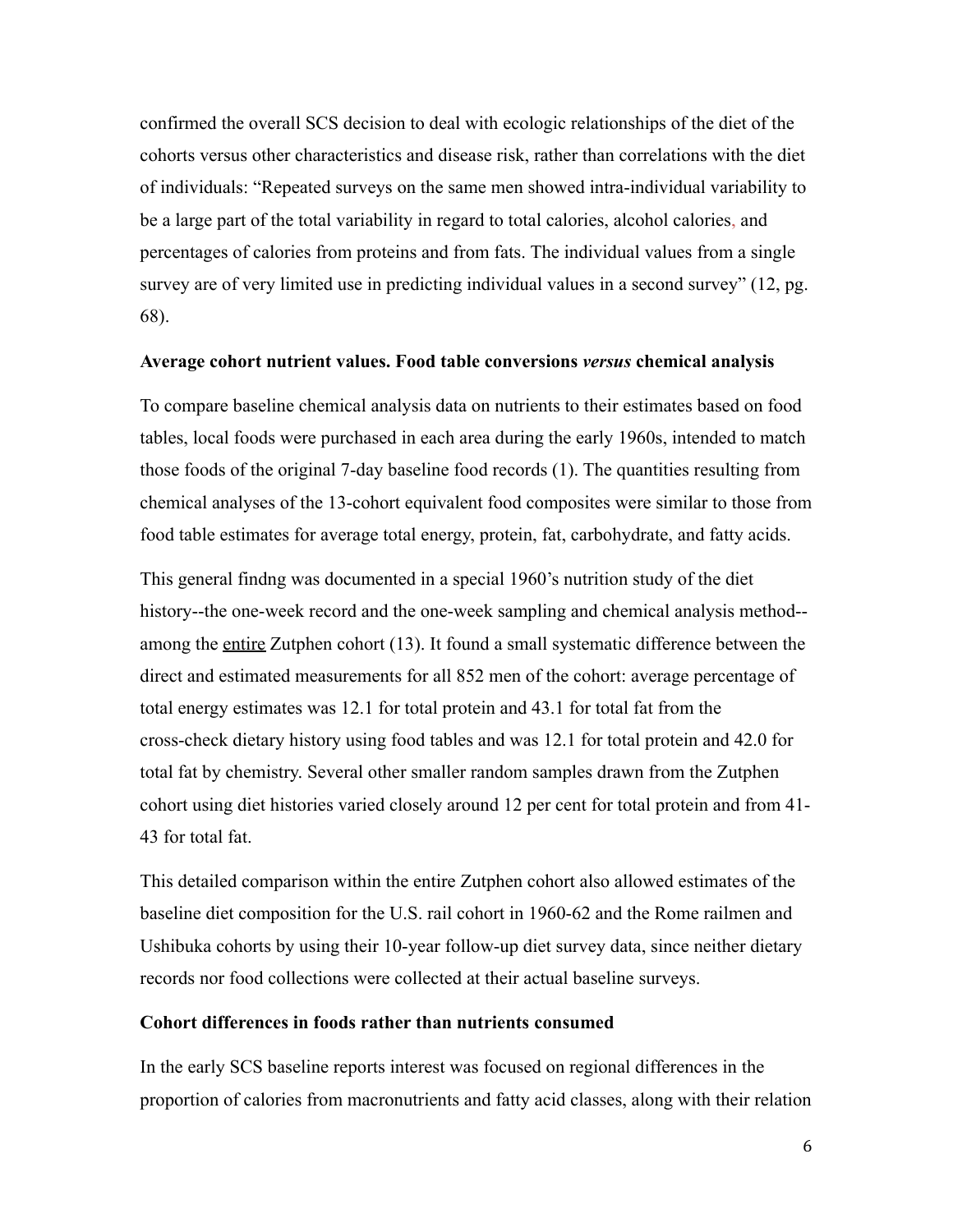confirmed the overall SCS decision to deal with ecologic relationships of the diet of the cohorts versus other characteristics and disease risk, rather than correlations with the diet of individuals: "Repeated surveys on the same men showed intra-individual variability to be a large part of the total variability in regard to total calories, alcohol calories, and percentages of calories from proteins and from fats. The individual values from a single survey are of very limited use in predicting individual values in a second survey" (12, pg. 68).

**Average cohort nutrient values. Food table conversions *versus* chemical analysis**

To compare baseline chemical analysis data on nutrients to their estimates based on food tables, local foods were purchased in each area during the early 1960s, intended to match those foods of the original 7-day baseline food records (1). The quantities resulting from chemical analyses of the 13-cohort equivalent food composites were similar to those from food table estimates for average total energy, protein, fat, carbohydrate, and fatty acids.

This general findng was documented in a special 1960's nutrition study of the diet history--the one-week record and the one-week sampling and chemical analysis method--among the <u>entire</u> Zutphen cohort (13). It found a small systematic difference between the direct and estimated measurements for all 852 men of the cohort: average percentage of total energy estimates was 12.1 for total protein and 43.1 for total fat from the cross-check dietary history using food tables and was 12.1 for total protein and 42.0 for total fat by chemistry. Several other smaller random samples drawn from the Zutphen cohort using diet histories varied closely around 12 per cent for total protein and from 41-43 for total fat.

This detailed comparison within the entire Zutphen cohort also allowed estimates of the baseline diet composition for the U.S. rail cohort in 1960-62 and the Rome railmen and Ushibuka cohorts by using their 10-year follow-up diet survey data, since neither dietary records nor food collections were collected at their actual baseline surveys.

**Cohort differences in foods rather than nutrients consumed**

In the early SCS baseline reports interest was focused on regional differences in the proportion of calories from macronutrients and fatty acid classes, along with their relation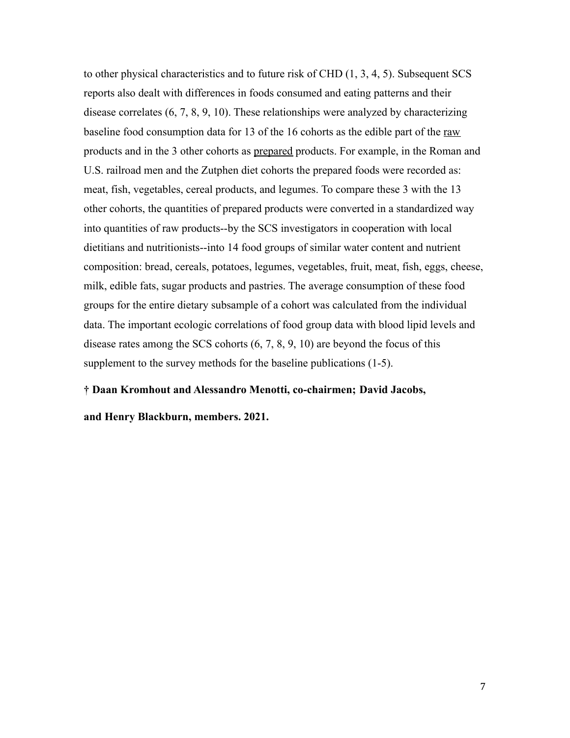to other physical characteristics and to future risk of CHD (1, 3, 4, 5). Subsequent SCS reports also dealt with differences in foods consumed and eating patterns and their disease correlates (6, 7, 8, 9, 10). These relationships were analyzed by characterizing baseline food consumption data for 13 of the 16 cohorts as the edible part of the <u>raw</u> products and in the 3 other cohorts as <u>prepared</u> products. For example, in the Roman and U.S. railroad men and the Zutphen diet cohorts the prepared foods were recorded as: meat, fish, vegetables, cereal products, and legumes. To compare these 3 with the 13 other cohorts, the quantities of prepared products were converted in a standardized way into quantities of raw products--by the SCS investigators in cooperation with local dietitians and nutritionists--into 14 food groups of similar water content and nutrient composition: bread, cereals, potatoes, legumes, vegetables, fruit, meat, fish, eggs, cheese, milk, edible fats, sugar products and pastries. The average consumption of these food groups for the entire dietary subsample of a cohort was calculated from the individual data. The important ecologic correlations of food group data with blood lipid levels and disease rates among the SCS cohorts (6, 7, 8, 9, 10) are beyond the focus of this supplement to the survey methods for the baseline publications (1-5).

**† Daan Kromhout and Alessandro Menotti, co-chairmen; David Jacobs, and Henry Blackburn, members. 2021.**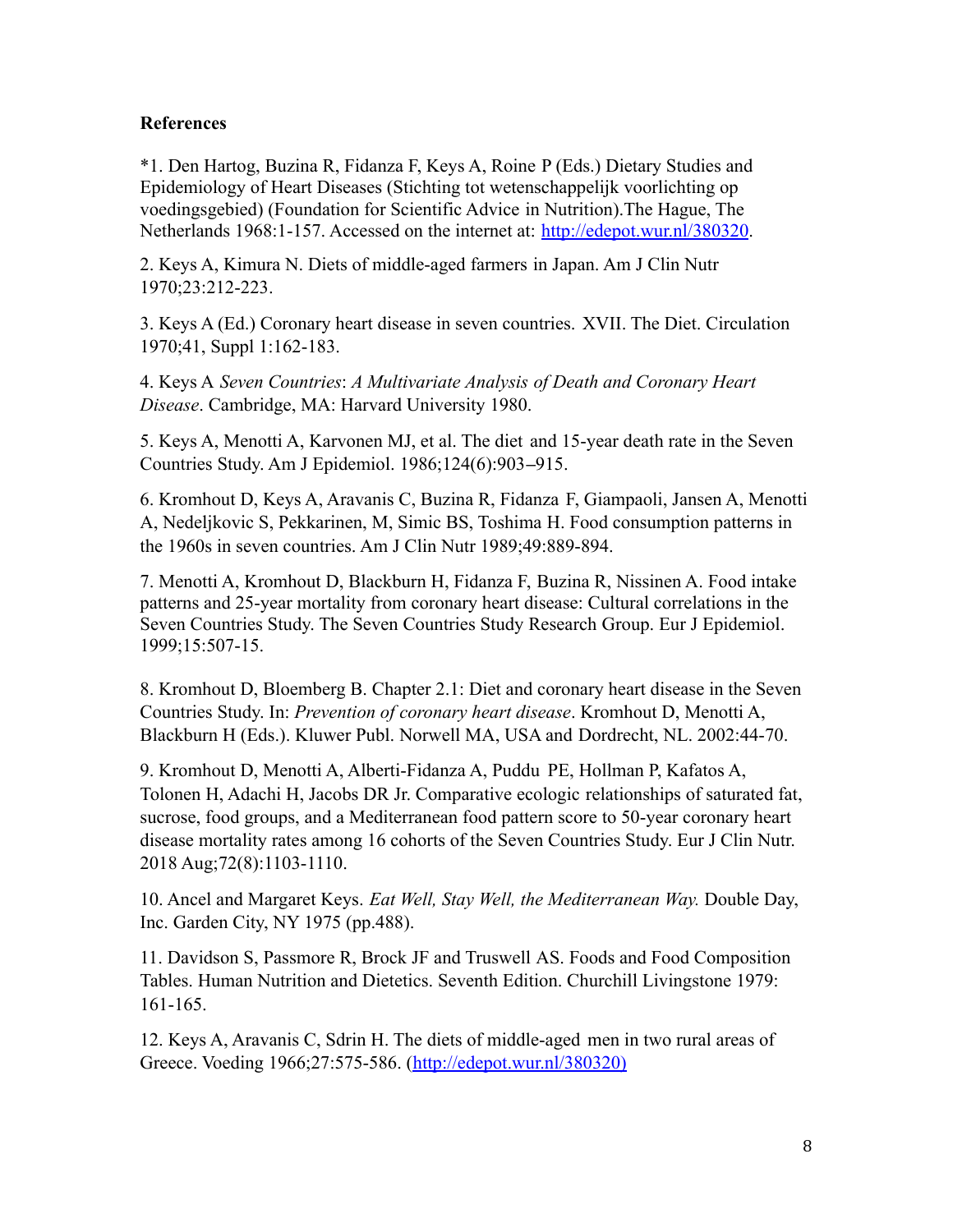**References**

*1. Den Hartog, Buzina R, Fidanza F, Keys A, Roine P (Eds.) Dietary Studies and Epidemiology of Heart Diseases (Stichting tot wetenschappelijk voorlichting op voedingsgebied) (Foundation for Scientific Advice in Nutrition).The Hague, The Netherlands 1968:1-157. Accessed on the internet at: http://edepot.wur.nl/380320.

2. Keys A, Kimura N. Diets of middle-aged farmers in Japan. Am J Clin Nutr 1970;23:212-223.

3. Keys A (Ed.) Coronary heart disease in seven countries. XVII. The Diet. Circulation 1970;41, Suppl 1:162-183.

4. Keys A *Seven Countries*: *A Multivariate Analysis of Death and Coronary Heart Disease*. Cambridge, MA: Harvard University 1980.

5. Keys A, Menotti A, Karvonen MJ, et al. The diet and 15-year death rate in the Seven Countries Study. Am J Epidemiol. 1986;124(6):903–915.

6. Kromhout D, Keys A, Aravanis C, Buzina R, Fidanza F, Giampaoli, Jansen A, Menotti A, Nedeljkovic S, Pekkarinen, M, Simic BS, Toshima H. Food consumption patterns in the 1960s in seven countries. Am J Clin Nutr 1989;49:889-894.

7. Menotti A, Kromhout D, Blackburn H, Fidanza F, Buzina R, Nissinen A. Food intake patterns and 25-year mortality from coronary heart disease: Cultural correlations in the Seven Countries Study. The Seven Countries Study Research Group. Eur J Epidemiol. 1999;15:507-15.

8. Kromhout D, Bloemberg B. Chapter 2.1: Diet and coronary heart disease in the Seven Countries Study. In: *Prevention of coronary heart disease*. Kromhout D, Menotti A, Blackburn H (Eds.). Kluwer Publ. Norwell MA, USA and Dordrecht, NL. 2002:44-70.

9. Kromhout D, Menotti A, Alberti-Fidanza A, Puddu PE, Hollman P, Kafatos A, Tolonen H, Adachi H, Jacobs DR Jr. Comparative ecologic relationships of saturated fat, sucrose, food groups, and a Mediterranean food pattern score to 50-year coronary heart disease mortality rates among 16 cohorts of the Seven Countries Study. Eur J Clin Nutr. 2018 Aug;72(8):1103-1110.

10. Ancel and Margaret Keys. *Eat Well, Stay Well, the Mediterranean Way.* Double Day, Inc. Garden City, NY 1975 (pp.488).

11. Davidson S, Passmore R, Brock JF and Truswell AS. Foods and Food Composition Tables. Human Nutrition and Dietetics. Seventh Edition. Churchill Livingstone 1979: 161-165.

12. Keys A, Aravanis C, Sdrin H. The diets of middle-aged men in two rural areas of Greece. Voeding 1966;27:575-586. (http://edepot.wur.nl/380320)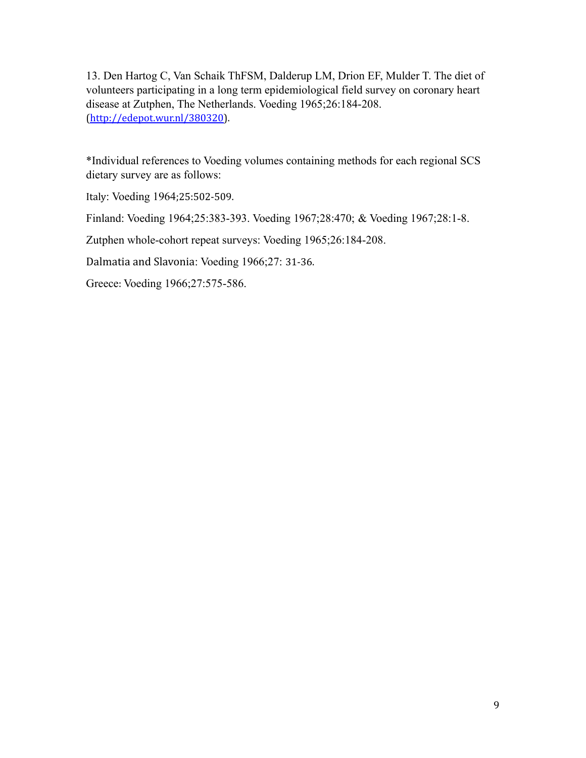13. Den Hartog C, Van Schaik ThFSM, Dalderup LM, Drion EF, Mulder T. The diet of volunteers participating in a long term epidemiological field survey on coronary heart disease at Zutphen, The Netherlands. Voeding 1965;26:184-208. (http://edepot.wur.nl/380320).

*Individual references to Voeding volumes containing methods for each regional SCS dietary survey are as follows:

Italy: Voeding 1964;25:502-509.

Finland: Voeding 1964;25:383-393. Voeding 1967;28:470; & Voeding 1967;28:1-8.

Zutphen whole-cohort repeat surveys: Voeding 1965;26:184-208.

Dalmatia and Slavonia: Voeding 1966;27: 31-36.

Greece: Voeding 1966;27:575-586.